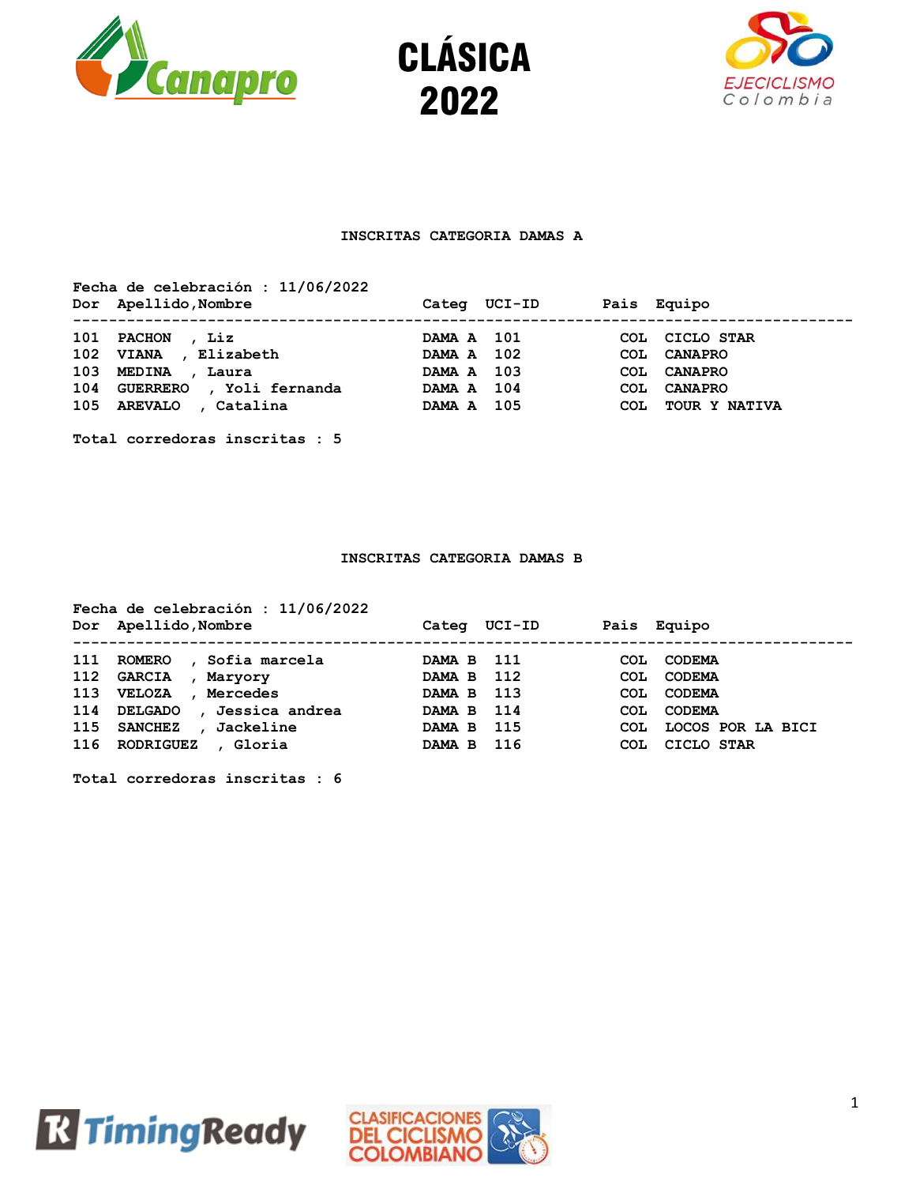# CLÁSICA 2022

## INSCRITAS CATEGORIA DAMAS A

**Fecha de celebración : 11/06/2022**

| Dor | Apellido,Nombre | Categ | UCI-ID | Pais | Equipo |
|---|---|---|---|---|---|
| 101 | PACHON , Liz | DAMA A | 101 | COL | CICLO STAR |
| 102 | VIANA , Elizabeth | DAMA A | 102 | COL | CANAPRO |
| 103 | MEDINA , Laura | DAMA A | 103 | COL | CANAPRO |
| 104 | GUERRERO , Yoli fernanda | DAMA A | 104 | COL | CANAPRO |
| 105 | AREVALO , Catalina | DAMA A | 105 | COL | TOUR Y NATIVA |

**Total corredoras inscritas : 5**

## INSCRITAS CATEGORIA DAMAS B

**Fecha de celebración : 11/06/2022**

| Dor | Apellido,Nombre | Categ | UCI-ID | Pais | Equipo |
|---|---|---|---|---|---|
| 111 | ROMERO , Sofia marcela | DAMA B | 111 | COL | CODEMA |
| 112 | GARCIA , Maryory | DAMA B | 112 | COL | CODEMA |
| 113 | VELOZA , Mercedes | DAMA B | 113 | COL | CODEMA |
| 114 | DELGADO , Jessica andrea | DAMA B | 114 | COL | CODEMA |
| 115 | SANCHEZ , Jackeline | DAMA B | 115 | COL | LOCOS POR LA BICI |
| 116 | RODRIGUEZ , Gloria | DAMA B | 116 | COL | CICLO STAR |

**Total corredoras inscritas : 6**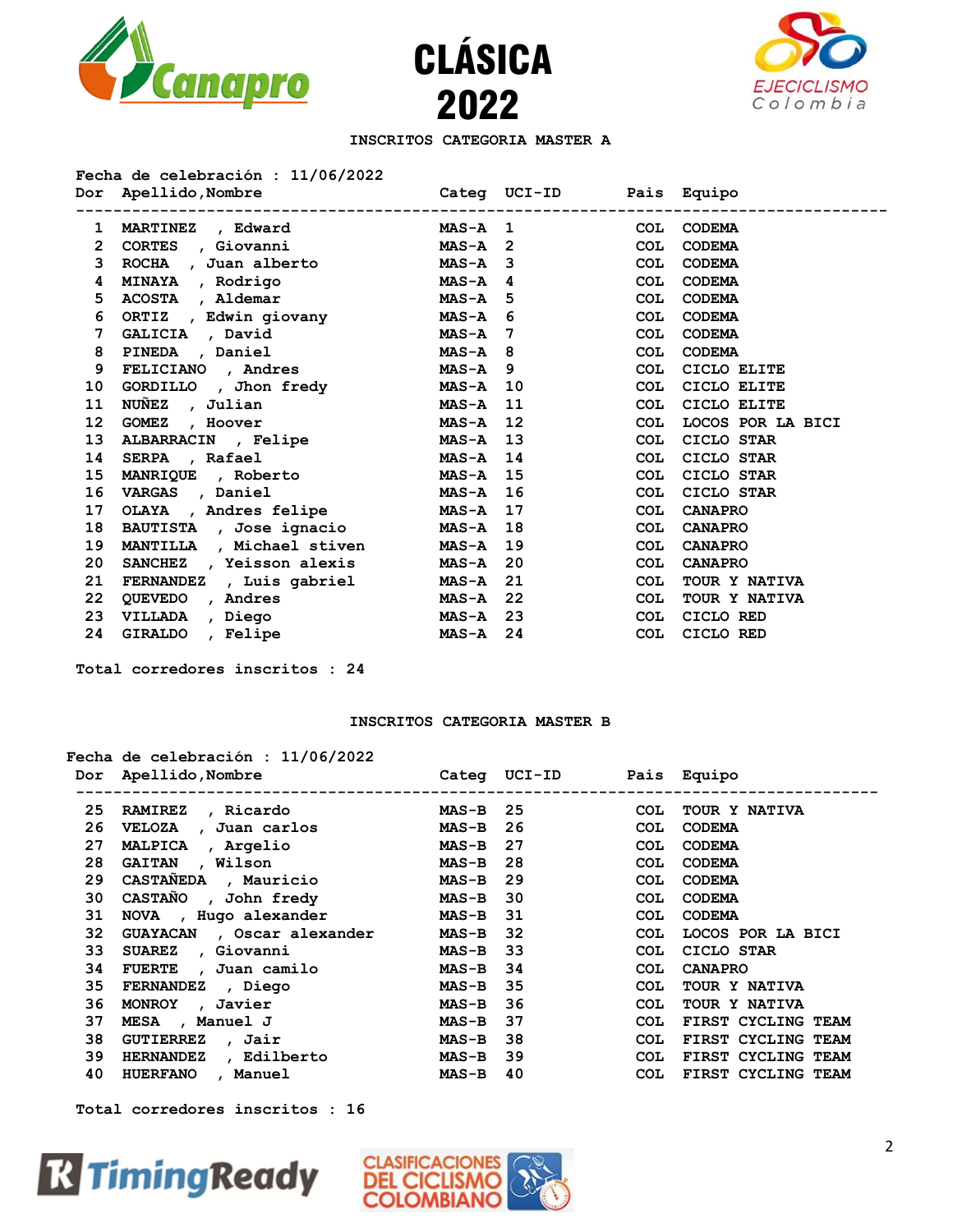# CLÁSICA 2022

### INSCRITOS CATEGORIA MASTER A

Fecha de celebración : 11/06/2022

| Dor | Apellido,Nombre | Categ | UCI-ID | Pais | Equipo |
|---|---|---|---|---|---|
| 1 | MARTINEZ , Edward | MAS-A | 1 | COL | CODEMA |
| 2 | CORTES , Giovanni | MAS-A | 2 | COL | CODEMA |
| 3 | ROCHA , Juan alberto | MAS-A | 3 | COL | CODEMA |
| 4 | MINAYA , Rodrigo | MAS-A | 4 | COL | CODEMA |
| 5 | ACOSTA , Aldemar | MAS-A | 5 | COL | CODEMA |
| 6 | ORTIZ , Edwin giovany | MAS-A | 6 | COL | CODEMA |
| 7 | GALICIA , David | MAS-A | 7 | COL | CODEMA |
| 8 | PINEDA , Daniel | MAS-A | 8 | COL | CODEMA |
| 9 | FELICIANO , Andres | MAS-A | 9 | COL | CICLO ELITE |
| 10 | GORDILLO , Jhon fredy | MAS-A | 10 | COL | CICLO ELITE |
| 11 | NUÑEZ , Julian | MAS-A | 11 | COL | CICLO ELITE |
| 12 | GOMEZ , Hoover | MAS-A | 12 | COL | LOCOS POR LA BICI |
| 13 | ALBARRACIN , Felipe | MAS-A | 13 | COL | CICLO STAR |
| 14 | SERPA , Rafael | MAS-A | 14 | COL | CICLO STAR |
| 15 | MANRIQUE , Roberto | MAS-A | 15 | COL | CICLO STAR |
| 16 | VARGAS , Daniel | MAS-A | 16 | COL | CICLO STAR |
| 17 | OLAYA , Andres felipe | MAS-A | 17 | COL | CANAPRO |
| 18 | BAUTISTA , Jose ignacio | MAS-A | 18 | COL | CANAPRO |
| 19 | MANTILLA , Michael stiven | MAS-A | 19 | COL | CANAPRO |
| 20 | SANCHEZ , Yeisson alexis | MAS-A | 20 | COL | CANAPRO |
| 21 | FERNANDEZ , Luis gabriel | MAS-A | 21 | COL | TOUR Y NATIVA |
| 22 | QUEVEDO , Andres | MAS-A | 22 | COL | TOUR Y NATIVA |
| 23 | VILLADA , Diego | MAS-A | 23 | COL | CICLO RED |
| 24 | GIRALDO , Felipe | MAS-A | 24 | COL | CICLO RED |

Total corredores inscritos : 24

### INSCRITOS CATEGORIA MASTER B

Fecha de celebración : 11/06/2022

| Dor | Apellido,Nombre | Categ | UCI-ID | Pais | Equipo |
|---|---|---|---|---|---|
| 25 | RAMIREZ , Ricardo | MAS-B | 25 | COL | TOUR Y NATIVA |
| 26 | VELOZA , Juan carlos | MAS-B | 26 | COL | CODEMA |
| 27 | MALPICA , Argelio | MAS-B | 27 | COL | CODEMA |
| 28 | GAITAN , Wilson | MAS-B | 28 | COL | CODEMA |
| 29 | CASTAÑEDA , Mauricio | MAS-B | 29 | COL | CODEMA |
| 30 | CASTAÑO , John fredy | MAS-B | 30 | COL | CODEMA |
| 31 | NOVA , Hugo alexander | MAS-B | 31 | COL | CODEMA |
| 32 | GUAYACAN , Oscar alexander | MAS-B | 32 | COL | LOCOS POR LA BICI |
| 33 | SUAREZ , Giovanni | MAS-B | 33 | COL | CICLO STAR |
| 34 | FUERTE , Juan camilo | MAS-B | 34 | COL | CANAPRO |
| 35 | FERNANDEZ , Diego | MAS-B | 35 | COL | TOUR Y NATIVA |
| 36 | MONROY , Javier | MAS-B | 36 | COL | TOUR Y NATIVA |
| 37 | MESA , Manuel J | MAS-B | 37 | COL | FIRST CYCLING TEAM |
| 38 | GUTIERREZ , Jair | MAS-B | 38 | COL | FIRST CYCLING TEAM |
| 39 | HERNANDEZ , Edilberto | MAS-B | 39 | COL | FIRST CYCLING TEAM |
| 40 | HUERFANO , Manuel | MAS-B | 40 | COL | FIRST CYCLING TEAM |

Total corredores inscritos : 16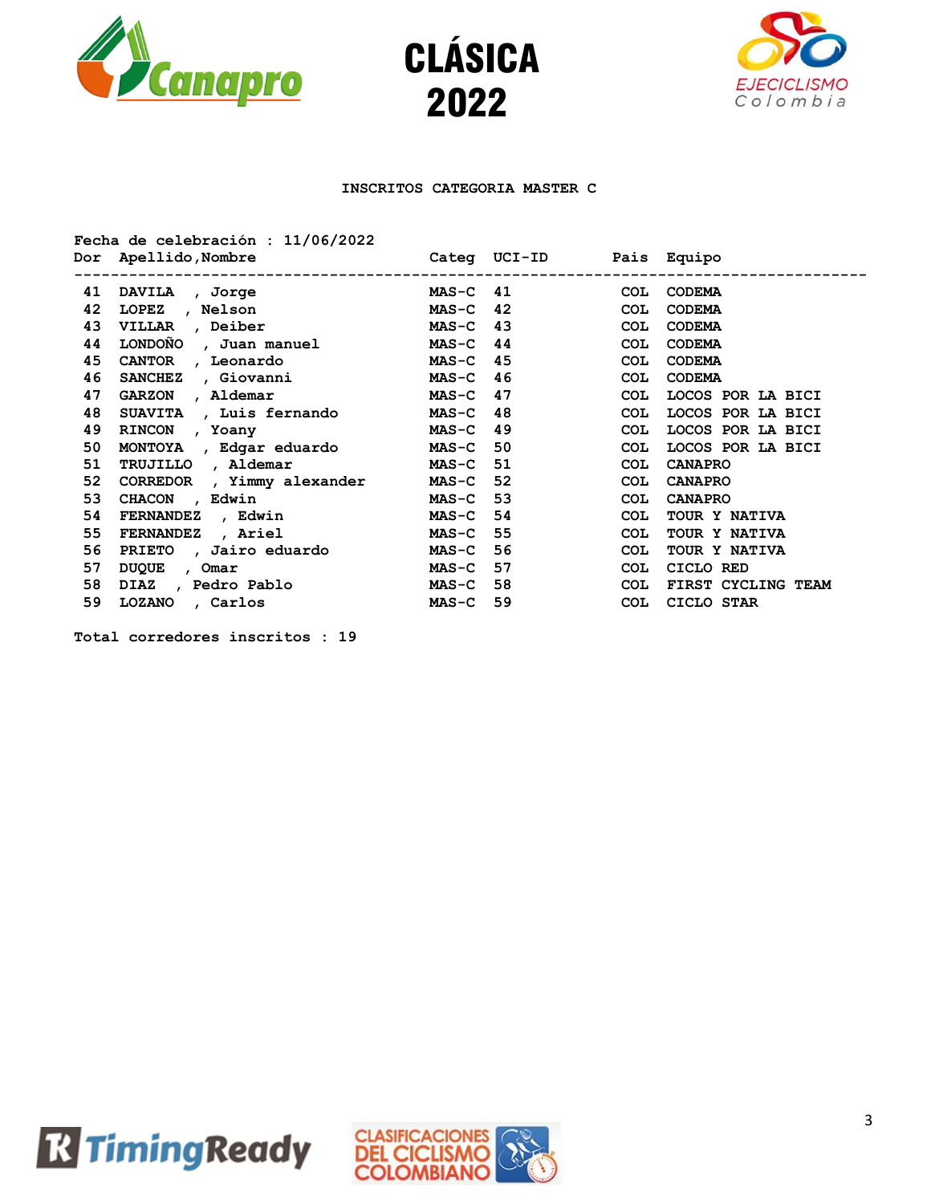# CLÁSICA 2022

## INSCRITOS CATEGORIA MASTER C

Fecha de celebración : 11/06/2022

| Dor | Apellido,Nombre | Categ | UCI-ID | Pais | Equipo |
|---|---|---|---|---|---|
| 41 | DAVILA , Jorge | MAS-C | 41 | COL | CODEMA |
| 42 | LOPEZ , Nelson | MAS-C | 42 | COL | CODEMA |
| 43 | VILLAR , Deiber | MAS-C | 43 | COL | CODEMA |
| 44 | LONDOÑO , Juan manuel | MAS-C | 44 | COL | CODEMA |
| 45 | CANTOR , Leonardo | MAS-C | 45 | COL | CODEMA |
| 46 | SANCHEZ , Giovanni | MAS-C | 46 | COL | CODEMA |
| 47 | GARZON , Aldemar | MAS-C | 47 | COL | LOCOS POR LA BICI |
| 48 | SUAVITA , Luis fernando | MAS-C | 48 | COL | LOCOS POR LA BICI |
| 49 | RINCON , Yoany | MAS-C | 49 | COL | LOCOS POR LA BICI |
| 50 | MONTOYA , Edgar eduardo | MAS-C | 50 | COL | LOCOS POR LA BICI |
| 51 | TRUJILLO , Aldemar | MAS-C | 51 | COL | CANAPRO |
| 52 | CORREDOR , Yimmy alexander | MAS-C | 52 | COL | CANAPRO |
| 53 | CHACON , Edwin | MAS-C | 53 | COL | CANAPRO |
| 54 | FERNANDEZ , Edwin | MAS-C | 54 | COL | TOUR Y NATIVA |
| 55 | FERNANDEZ , Ariel | MAS-C | 55 | COL | TOUR Y NATIVA |
| 56 | PRIETO , Jairo eduardo | MAS-C | 56 | COL | TOUR Y NATIVA |
| 57 | DUQUE , Omar | MAS-C | 57 | COL | CICLO RED |
| 58 | DIAZ , Pedro Pablo | MAS-C | 58 | COL | FIRST CYCLING TEAM |
| 59 | LOZANO , Carlos | MAS-C | 59 | COL | CICLO STAR |

Total corredores inscritos : 19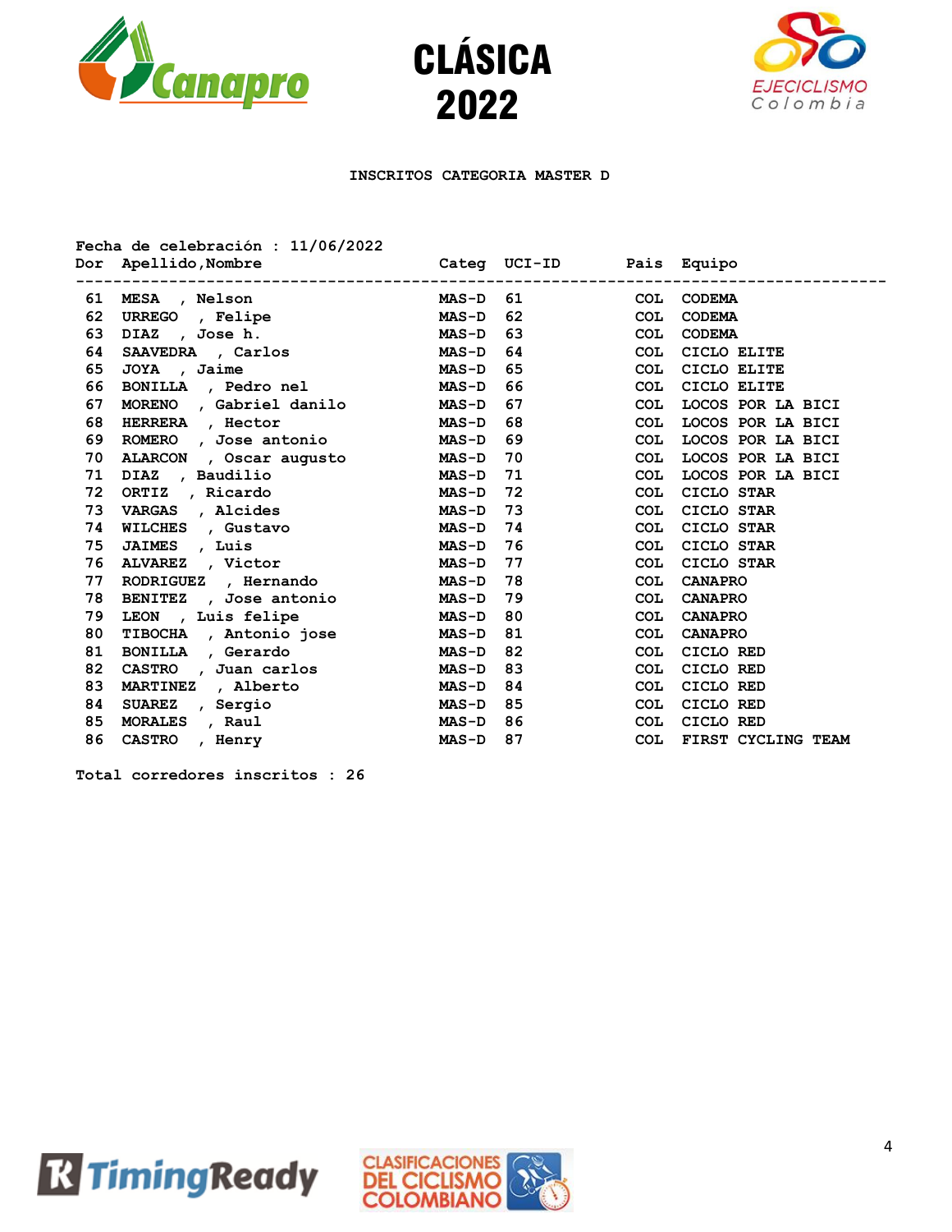# CLÁSICA 2022

**INSCRITOS CATEGORIA MASTER D**

**Fecha de celebración : 11/06/2022**

| Dor | Apellido,Nombre | Categ | UCI-ID | Pais | Equipo |
|---|---|---|---|---|---|
| 61 | MESA , Nelson | MAS-D | 61 | COL | CODEMA |
| 62 | URREGO , Felipe | MAS-D | 62 | COL | CODEMA |
| 63 | DIAZ , Jose h. | MAS-D | 63 | COL | CODEMA |
| 64 | SAAVEDRA , Carlos | MAS-D | 64 | COL | CICLO ELITE |
| 65 | JOYA , Jaime | MAS-D | 65 | COL | CICLO ELITE |
| 66 | BONILLA , Pedro nel | MAS-D | 66 | COL | CICLO ELITE |
| 67 | MORENO , Gabriel danilo | MAS-D | 67 | COL | LOCOS POR LA BICI |
| 68 | HERRERA , Hector | MAS-D | 68 | COL | LOCOS POR LA BICI |
| 69 | ROMERO , Jose antonio | MAS-D | 69 | COL | LOCOS POR LA BICI |
| 70 | ALARCON , Oscar augusto | MAS-D | 70 | COL | LOCOS POR LA BICI |
| 71 | DIAZ , Baudilio | MAS-D | 71 | COL | LOCOS POR LA BICI |
| 72 | ORTIZ , Ricardo | MAS-D | 72 | COL | CICLO STAR |
| 73 | VARGAS , Alcides | MAS-D | 73 | COL | CICLO STAR |
| 74 | WILCHES , Gustavo | MAS-D | 74 | COL | CICLO STAR |
| 75 | JAIMES , Luis | MAS-D | 76 | COL | CICLO STAR |
| 76 | ALVAREZ , Victor | MAS-D | 77 | COL | CICLO STAR |
| 77 | RODRIGUEZ , Hernando | MAS-D | 78 | COL | CANAPRO |
| 78 | BENITEZ , Jose antonio | MAS-D | 79 | COL | CANAPRO |
| 79 | LEON , Luis felipe | MAS-D | 80 | COL | CANAPRO |
| 80 | TIBOCHA , Antonio jose | MAS-D | 81 | COL | CANAPRO |
| 81 | BONILLA , Gerardo | MAS-D | 82 | COL | CICLO RED |
| 82 | CASTRO , Juan carlos | MAS-D | 83 | COL | CICLO RED |
| 83 | MARTINEZ , Alberto | MAS-D | 84 | COL | CICLO RED |
| 84 | SUAREZ , Sergio | MAS-D | 85 | COL | CICLO RED |
| 85 | MORALES , Raul | MAS-D | 86 | COL | CICLO RED |
| 86 | CASTRO , Henry | MAS-D | 87 | COL | FIRST CYCLING TEAM |

**Total corredores inscritos : 26**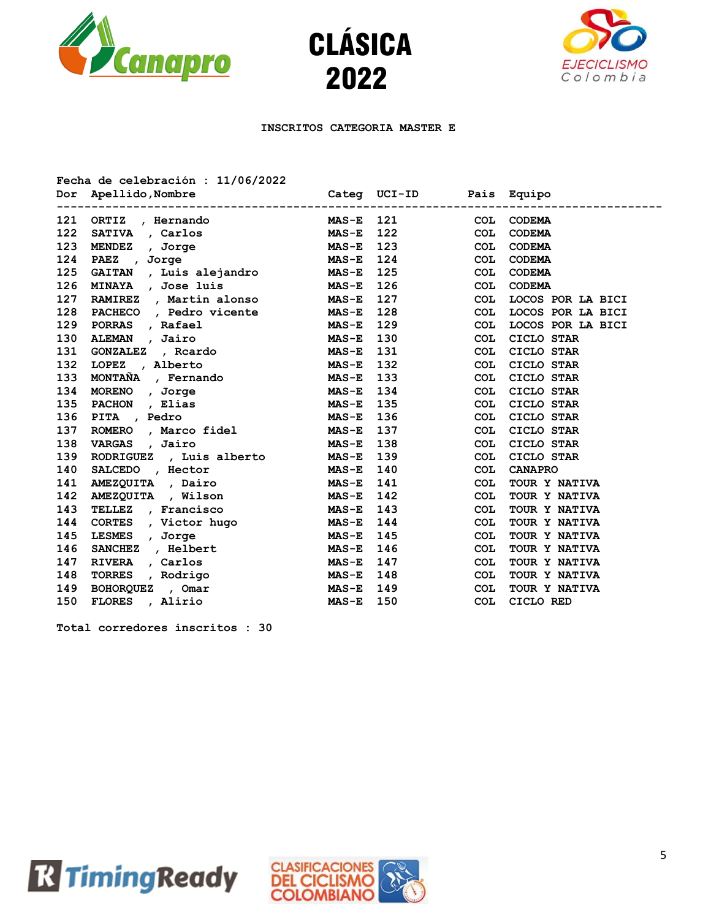# CLÁSICA 2022

## INSCRITOS CATEGORIA MASTER E

Fecha de celebración : 11/06/2022

| Dor | Apellido,Nombre | Categ | UCI-ID | Pais | Equipo |
|---|---|---|---|---|---|
| 121 | ORTIZ , Hernando | MAS-E | 121 | COL | CODEMA |
| 122 | SATIVA , Carlos | MAS-E | 122 | COL | CODEMA |
| 123 | MENDEZ , Jorge | MAS-E | 123 | COL | CODEMA |
| 124 | PAEZ , Jorge | MAS-E | 124 | COL | CODEMA |
| 125 | GAITAN , Luis alejandro | MAS-E | 125 | COL | CODEMA |
| 126 | MINAYA , Jose luis | MAS-E | 126 | COL | CODEMA |
| 127 | RAMIREZ , Martin alonso | MAS-E | 127 | COL | LOCOS POR LA BICI |
| 128 | PACHECO , Pedro vicente | MAS-E | 128 | COL | LOCOS POR LA BICI |
| 129 | PORRAS , Rafael | MAS-E | 129 | COL | LOCOS POR LA BICI |
| 130 | ALEMAN , Jairo | MAS-E | 130 | COL | CICLO STAR |
| 131 | GONZALEZ , Rcardo | MAS-E | 131 | COL | CICLO STAR |
| 132 | LOPEZ , Alberto | MAS-E | 132 | COL | CICLO STAR |
| 133 | MONTAÑA , Fernando | MAS-E | 133 | COL | CICLO STAR |
| 134 | MORENO , Jorge | MAS-E | 134 | COL | CICLO STAR |
| 135 | PACHON , Elias | MAS-E | 135 | COL | CICLO STAR |
| 136 | PITA , Pedro | MAS-E | 136 | COL | CICLO STAR |
| 137 | ROMERO , Marco fidel | MAS-E | 137 | COL | CICLO STAR |
| 138 | VARGAS , Jairo | MAS-E | 138 | COL | CICLO STAR |
| 139 | RODRIGUEZ , Luis alberto | MAS-E | 139 | COL | CICLO STAR |
| 140 | SALCEDO , Hector | MAS-E | 140 | COL | CANAPRO |
| 141 | AMEZQUITA , Dairo | MAS-E | 141 | COL | TOUR Y NATIVA |
| 142 | AMEZQUITA , Wilson | MAS-E | 142 | COL | TOUR Y NATIVA |
| 143 | TELLEZ , Francisco | MAS-E | 143 | COL | TOUR Y NATIVA |
| 144 | CORTES , Victor hugo | MAS-E | 144 | COL | TOUR Y NATIVA |
| 145 | LESMES , Jorge | MAS-E | 145 | COL | TOUR Y NATIVA |
| 146 | SANCHEZ , Helbert | MAS-E | 146 | COL | TOUR Y NATIVA |
| 147 | RIVERA , Carlos | MAS-E | 147 | COL | TOUR Y NATIVA |
| 148 | TORRES , Rodrigo | MAS-E | 148 | COL | TOUR Y NATIVA |
| 149 | BOHORQUEZ , Omar | MAS-E | 149 | COL | TOUR Y NATIVA |
| 150 | FLORES , Alirio | MAS-E | 150 | COL | CICLO RED |

Total corredores inscritos : 30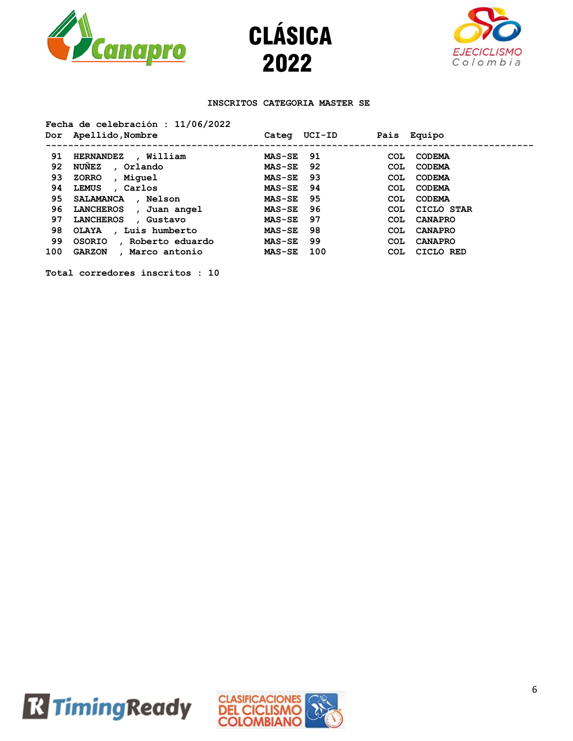# CLÁSICA 2022

## INSCRITOS CATEGORIA MASTER SE

Fecha de celebración : 11/06/2022

| Dor | Apellido,Nombre | Categ | UCI-ID | Pais | Equipo |
|---|---|---|---|---|---|
| 91 | HERNANDEZ , William | MAS-SE | 91 | COL | CODEMA |
| 92 | NUÑEZ , Orlando | MAS-SE | 92 | COL | CODEMA |
| 93 | ZORRO , Miguel | MAS-SE | 93 | COL | CODEMA |
| 94 | LEMUS , Carlos | MAS-SE | 94 | COL | CODEMA |
| 95 | SALAMANCA , Nelson | MAS-SE | 95 | COL | CODEMA |
| 96 | LANCHEROS , Juan angel | MAS-SE | 96 | COL | CICLO STAR |
| 97 | LANCHEROS , Gustavo | MAS-SE | 97 | COL | CANAPRO |
| 98 | OLAYA , Luis humberto | MAS-SE | 98 | COL | CANAPRO |
| 99 | OSORIO , Roberto eduardo | MAS-SE | 99 | COL | CANAPRO |
| 100 | GARZON , Marco antonio | MAS-SE | 100 | COL | CICLO RED |

Total corredores inscritos : 10